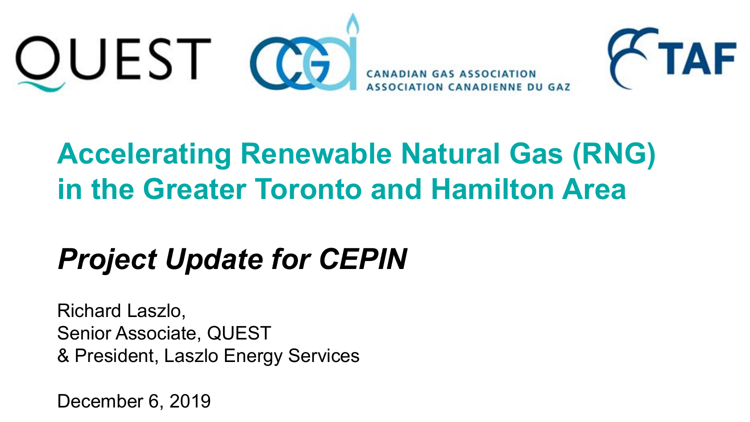QUEST

CANADIAN GAS ASSOCIATION
ASSOCIATION CANADIENNE DU GAZ

TAF

# Accelerating Renewable Natural Gas (RNG) in the Greater Toronto and Hamilton Area

## *Project Update for CEPIN*

Richard Laszlo,
Senior Associate, QUEST
& President, Laszlo Energy Services

December 6, 2019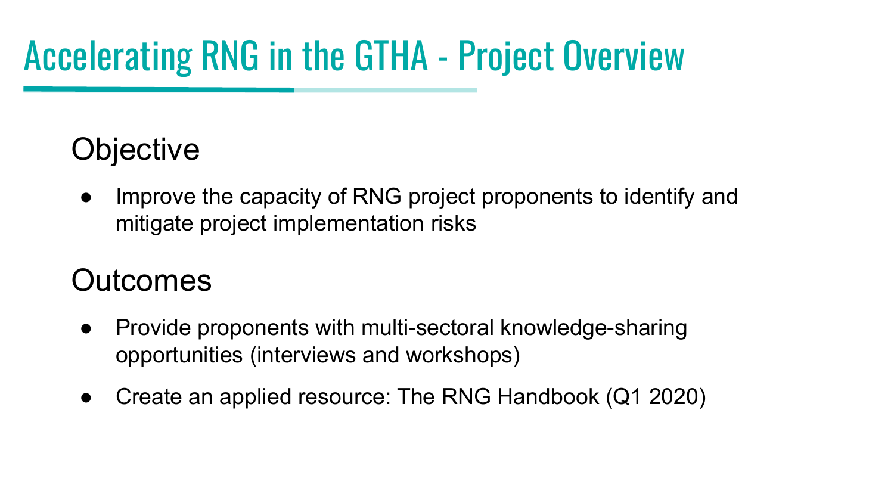# Accelerating RNG in the GTHA - Project Overview

## Objective

- Improve the capacity of RNG project proponents to identify and mitigate project implementation risks

## Outcomes

- Provide proponents with multi-sectoral knowledge-sharing opportunities (interviews and workshops)
- Create an applied resource: The RNG Handbook (Q1 2020)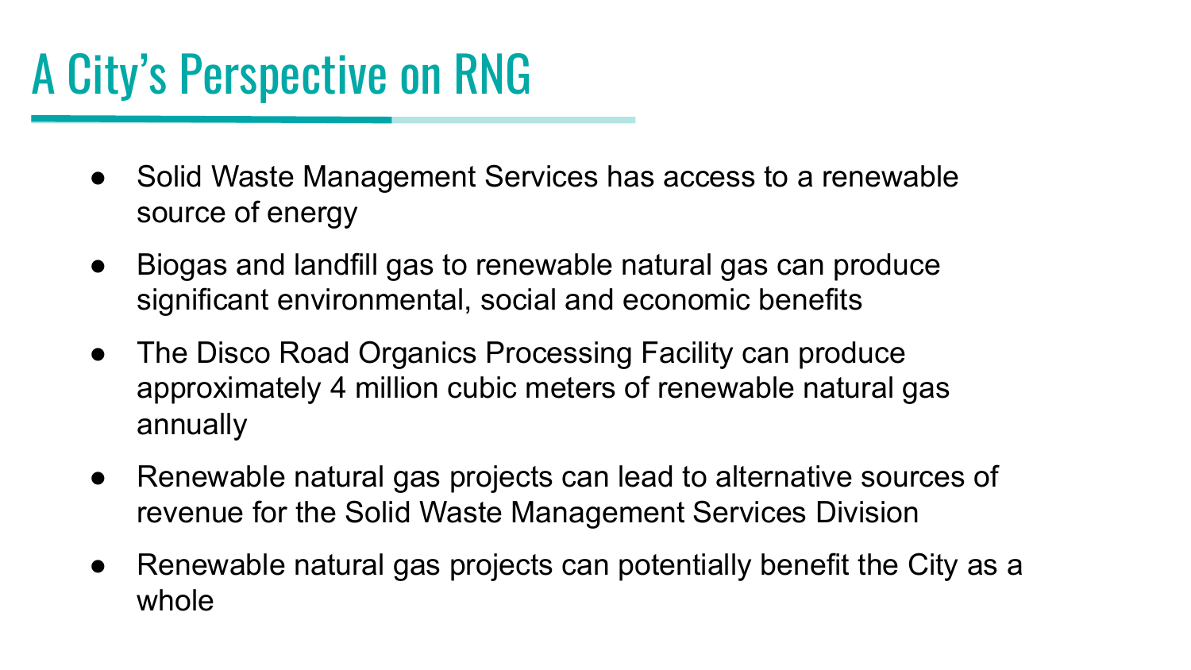# A City's Perspective on RNG

- Solid Waste Management Services has access to a renewable source of energy
- Biogas and landfill gas to renewable natural gas can produce significant environmental, social and economic benefits
- The Disco Road Organics Processing Facility can produce approximately 4 million cubic meters of renewable natural gas annually
- Renewable natural gas projects can lead to alternative sources of revenue for the Solid Waste Management Services Division
- Renewable natural gas projects can potentially benefit the City as a whole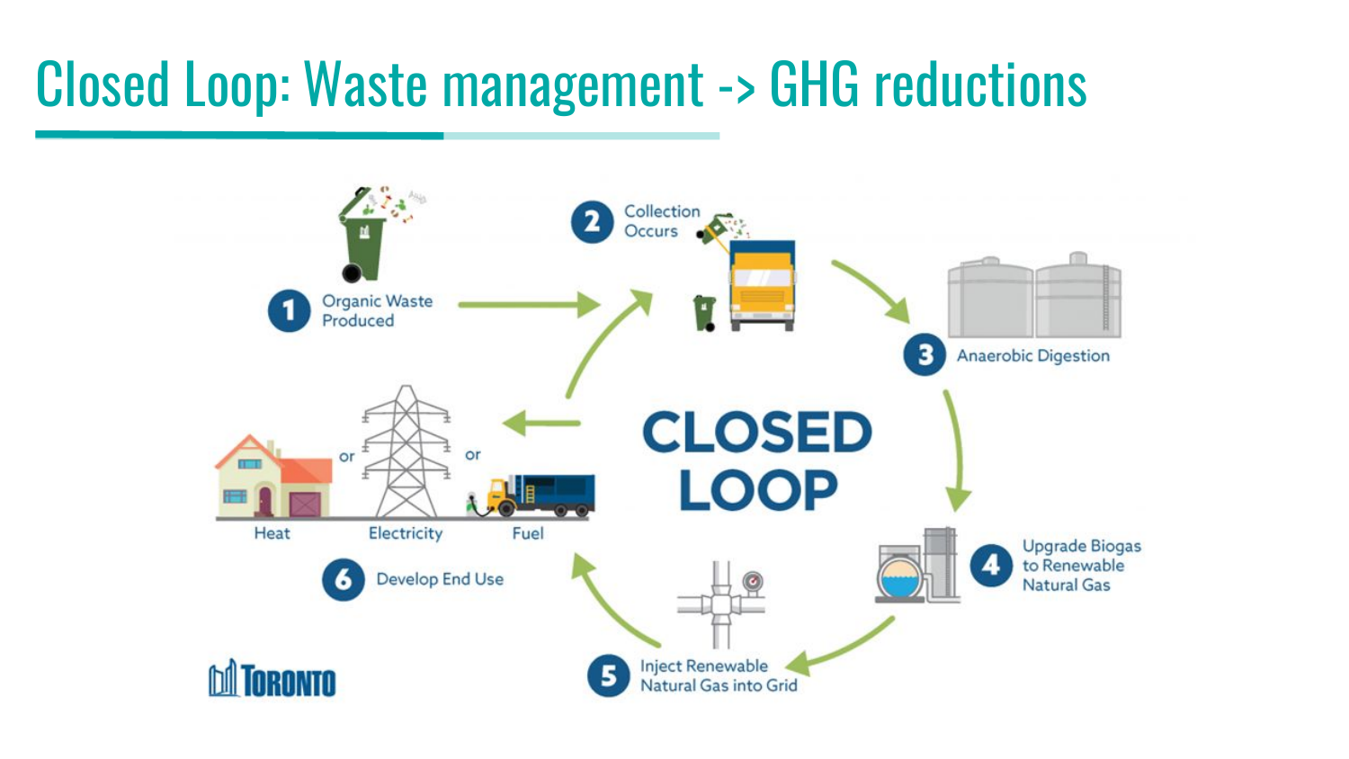# Closed Loop: Waste management -> GHG reductions

CLOSED LOOP

1. Organic Waste Produced
2. Collection Occurs
3. Anaerobic Digestion
4. Upgrade Biogas to Renewable Natural Gas
5. Inject Renewable Natural Gas into Grid
6. Develop End Use

Heat or Electricity or Fuel

TORONTO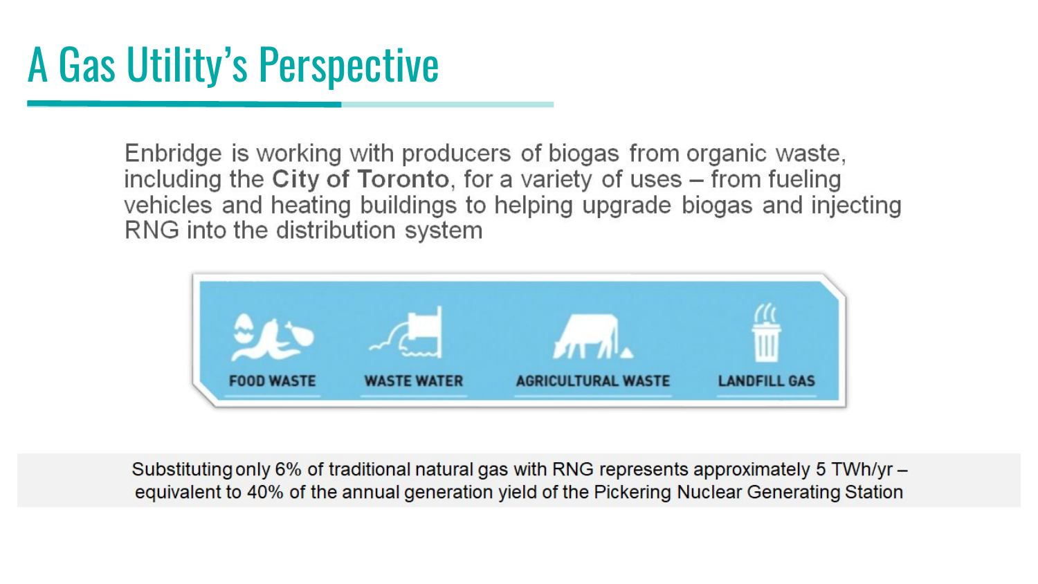# A Gas Utility's Perspective

Enbridge is working with producers of biogas from organic waste, including the **City of Toronto**, for a variety of uses – from fueling vehicles and heating buildings to helping upgrade biogas and injecting RNG into the distribution system

FOOD WASTE | WASTE WATER | AGRICULTURAL WASTE | LANDFILL GAS

Substituting only 6% of traditional natural gas with RNG represents approximately 5 TWh/yr – equivalent to 40% of the annual generation yield of the Pickering Nuclear Generating Station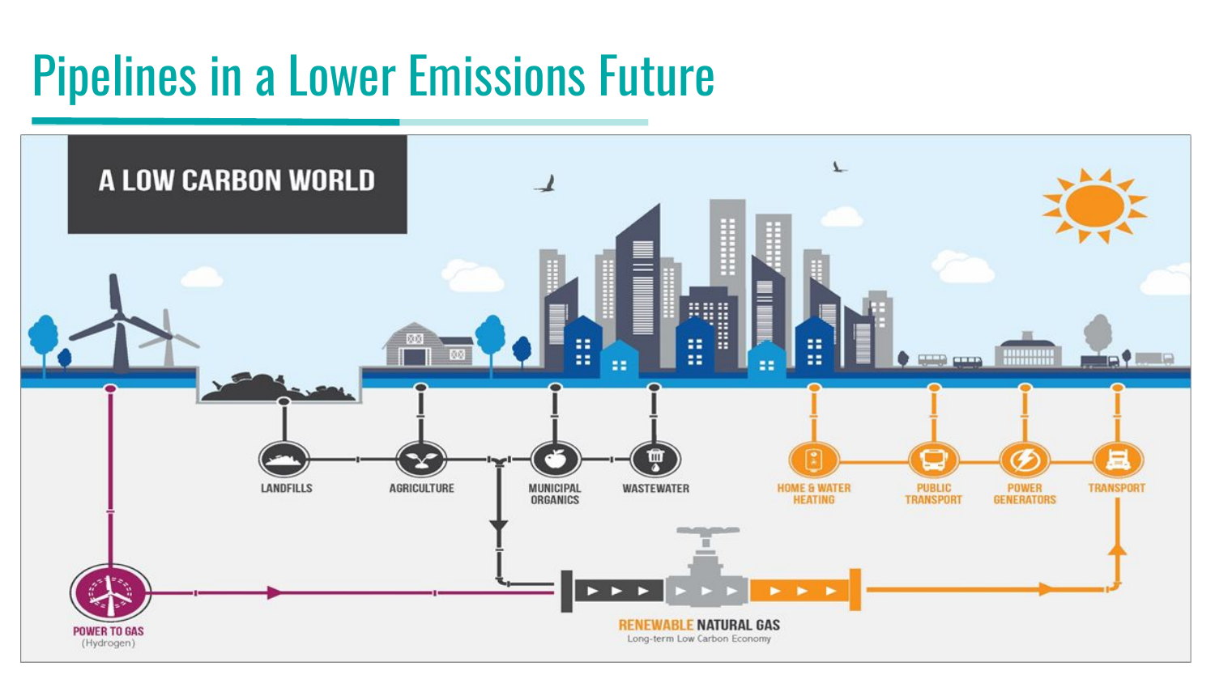# Pipelines in a Lower Emissions Future

A LOW CARBON WORLD

LANDFILLS

AGRICULTURE

MUNICIPAL ORGANICS

WASTEWATER

HOME & WATER HEATING

PUBLIC TRANSPORT

POWER GENERATORS

TRANSPORT

POWER TO GAS (Hydrogen)

RENEWABLE NATURAL GAS

Long-term Low Carbon Economy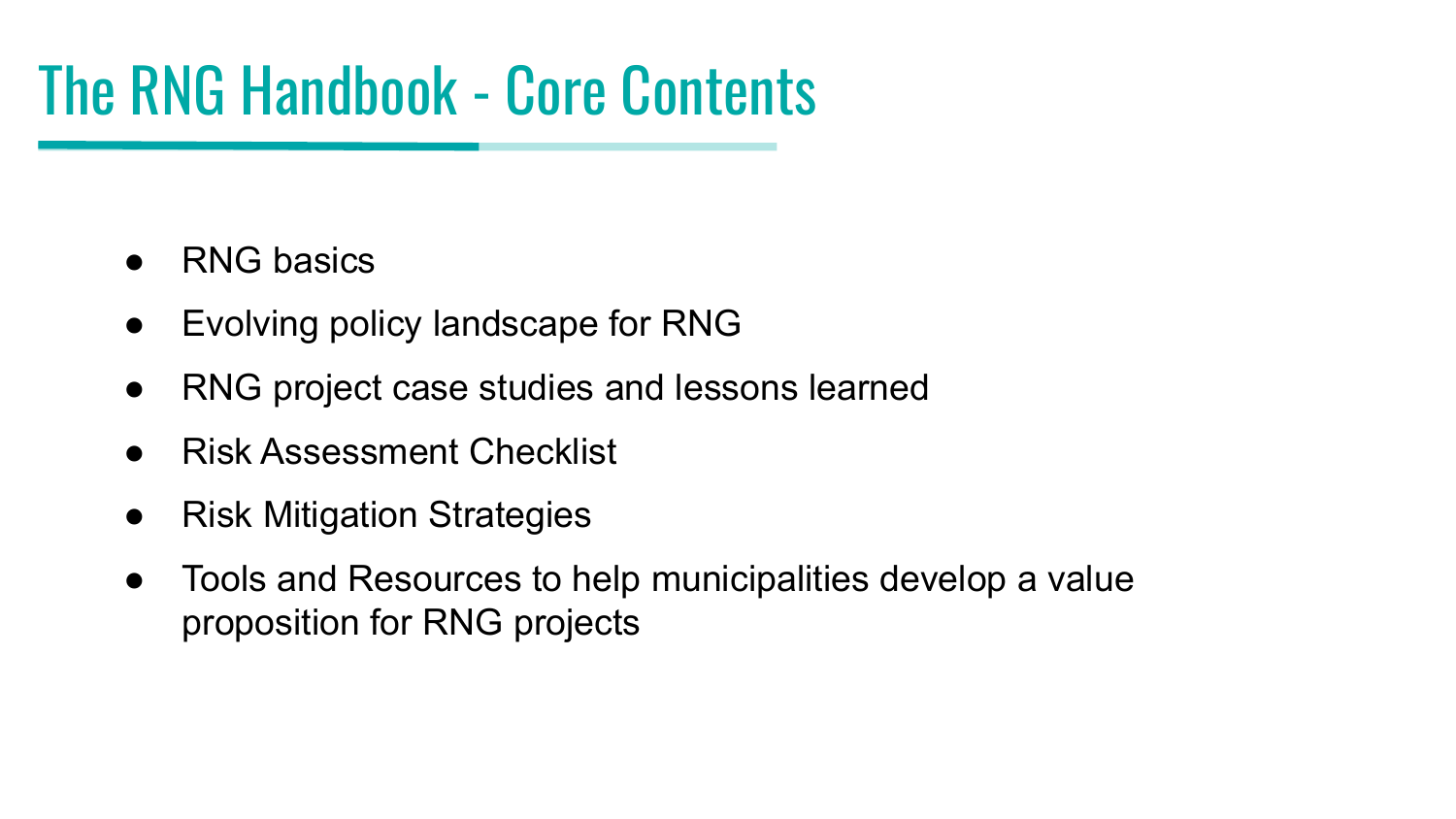# The RNG Handbook - Core Contents

- RNG basics
- Evolving policy landscape for RNG
- RNG project case studies and lessons learned
- Risk Assessment Checklist
- Risk Mitigation Strategies
- Tools and Resources to help municipalities develop a value proposition for RNG projects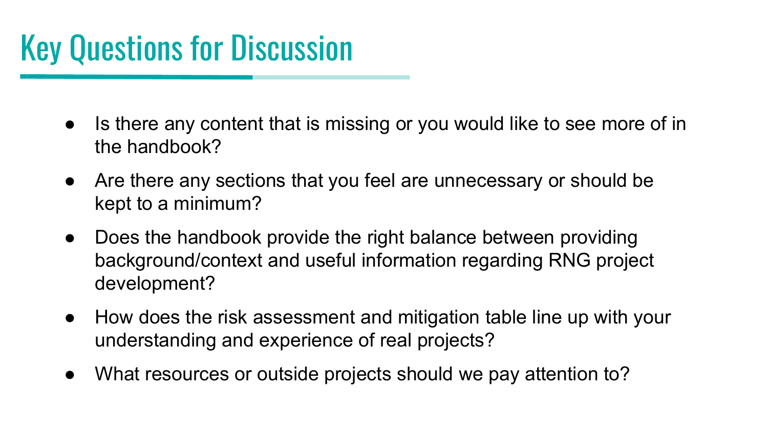# Key Questions for Discussion

- Is there any content that is missing or you would like to see more of in the handbook?
- Are there any sections that you feel are unnecessary or should be kept to a minimum?
- Does the handbook provide the right balance between providing background/context and useful information regarding RNG project development?
- How does the risk assessment and mitigation table line up with your understanding and experience of real projects?
- What resources or outside projects should we pay attention to?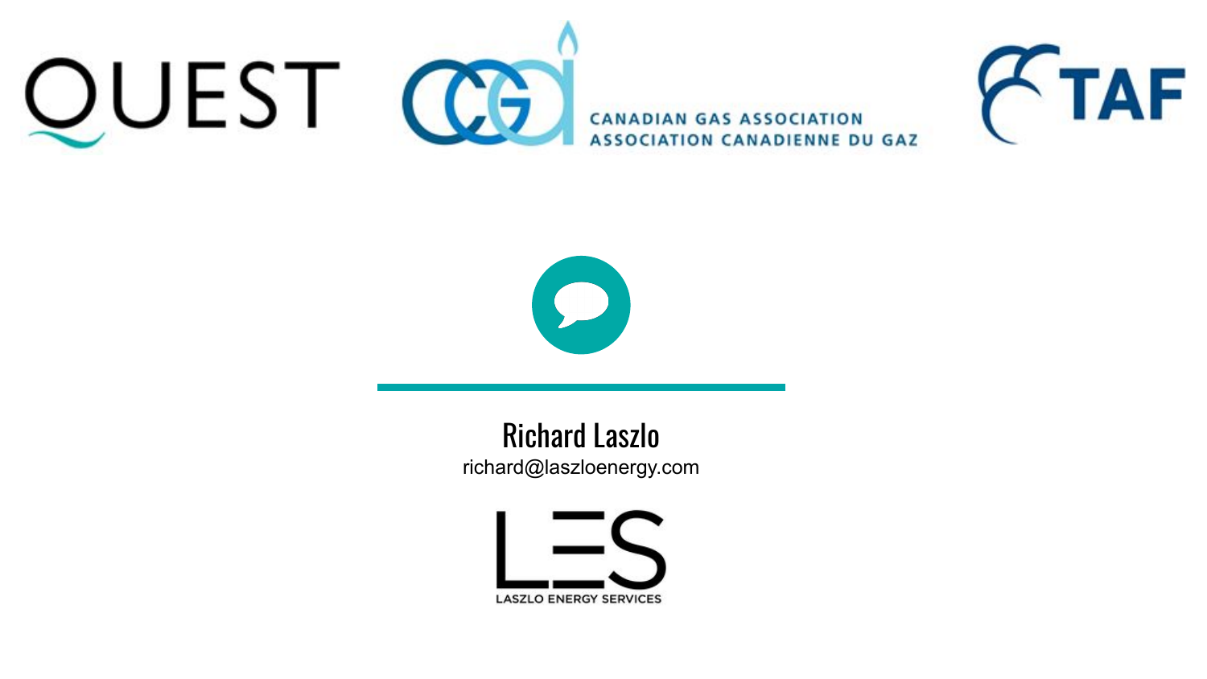QUEST

CANADIAN GAS ASSOCIATION
ASSOCIATION CANADIENNE DU GAZ

TAF

Richard Laszlo

richard@laszloenergy.com

LES
LASZLO ENERGY SERVICES